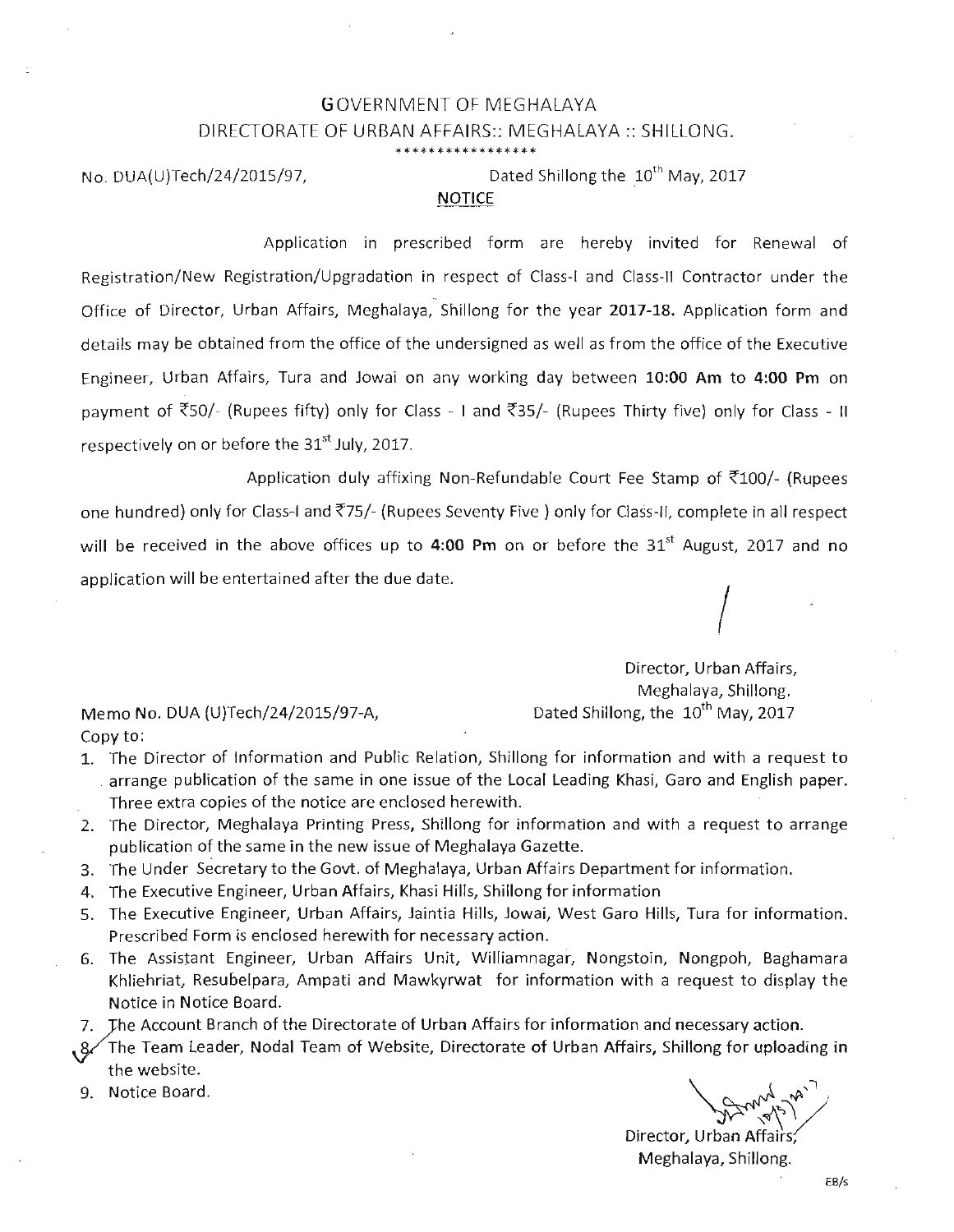# GOVERNMENT OF MEGHALAYA
## DIRECTORATE OF URBAN AFFAIRS:: MEGHALAYA :: SHILLONG.

\*\*\*\*\*\*\*\*\*\*\*\*\*\*\*\*\*

No. DUA(U)Tech/24/2015/97, Dated Shillong the 10th May, 2017

**NOTICE**

Application in prescribed form are hereby invited for Renewal of Registration/New Registration/Upgradation in respect of Class-I and Class-II Contractor under the Office of Director, Urban Affairs, Meghalaya, Shillong for the year **2017-18.** Application form and details may be obtained from the office of the undersigned as well as from the office of the Executive Engineer, Urban Affairs, Tura and Jowai on any working day between **10:00 Am** to **4:00 Pm** on payment of ₹50/- (Rupees fifty) only for Class - I and ₹35/- (Rupees Thirty five) only for Class - II respectively on or before the 31st July, 2017.

Application duly affixing Non-Refundable Court Fee Stamp of ₹100/- (Rupees one hundred) only for Class-I and ₹75/- (Rupees Seventy Five ) only for Class-II, complete in all respect will be received in the above offices up to **4:00 Pm** on or before the 31st August, 2017 and no application will be entertained after the due date.

Director, Urban Affairs,
Meghalaya, Shillong.

Memo No. DUA (U)Tech/24/2015/97-A, Dated Shillong, the 10th May, 2017

Copy to:

1. The Director of Information and Public Relation, Shillong for information and with a request to arrange publication of the same in one issue of the Local Leading Khasi, Garo and English paper. Three extra copies of the notice are enclosed herewith.
2. The Director, Meghalaya Printing Press, Shillong for information and with a request to arrange publication of the same in the new issue of Meghalaya Gazette.
3. The Under Secretary to the Govt. of Meghalaya, Urban Affairs Department for information.
4. The Executive Engineer, Urban Affairs, Khasi Hills, Shillong for information
5. The Executive Engineer, Urban Affairs, Jaintia Hills, Jowai, West Garo Hills, Tura for information. Prescribed Form is enclosed herewith for necessary action.
6. The Assistant Engineer, Urban Affairs Unit, Williamnagar, Nongstoin, Nongpoh, Baghamara Khliehriat, Resubelpara, Ampati and Mawkyrwat for information with a request to display the Notice in Notice Board.
7. The Account Branch of the Directorate of Urban Affairs for information and necessary action.
8. The Team Leader, Nodal Team of Website, Directorate of Urban Affairs, Shillong for uploading in the website.
9. Notice Board.

Director, Urban Affairs,
Meghalaya, Shillong.

EB/s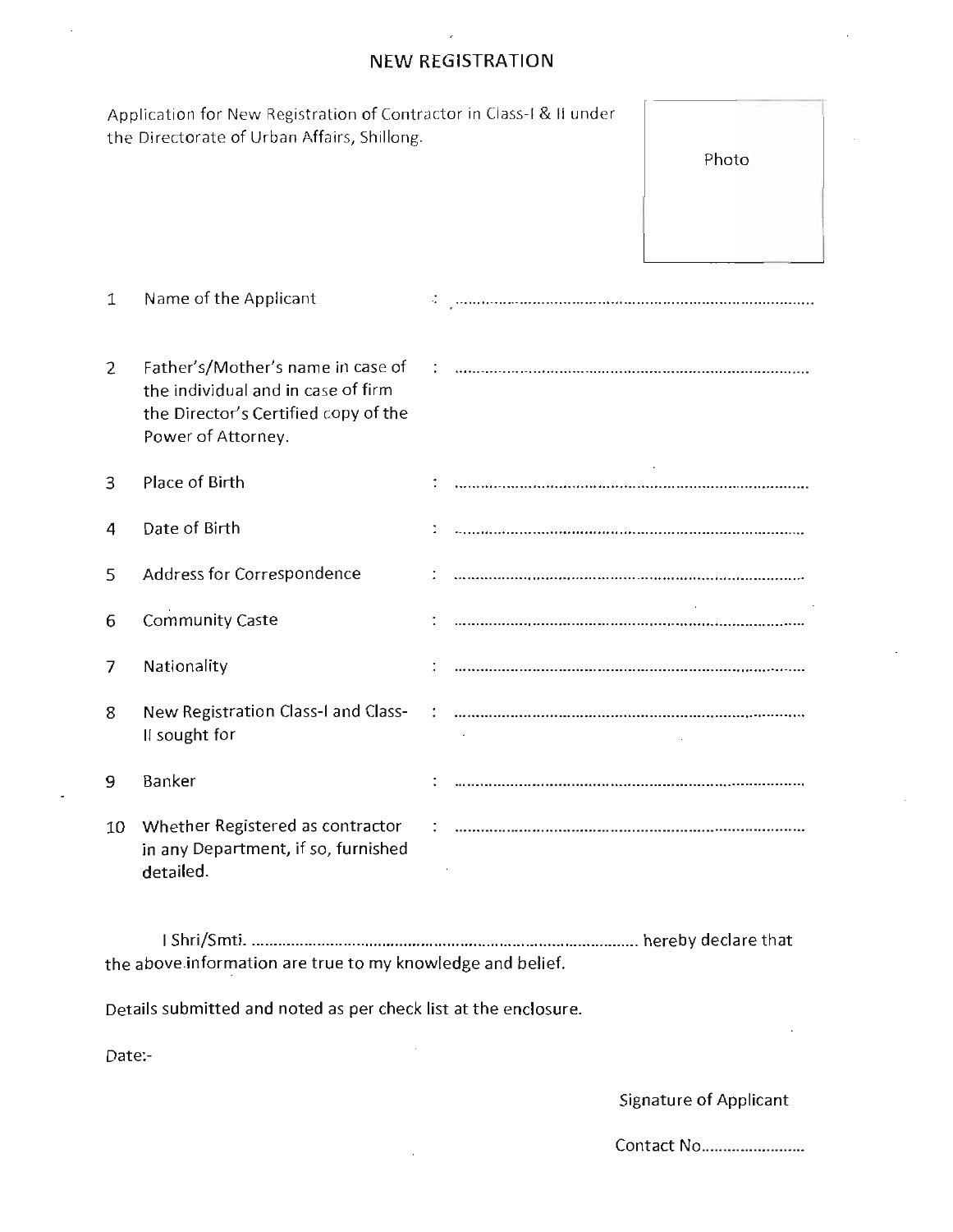# NEW REGISTRATION

Application for New Registration of Contractor in Class-I & II under the Directorate of Urban Affairs, Shillong.

Photo

| | | |
|---|---|---|
| 1 | Name of the Applicant | : ………………………………………………………… |
| 2 | Father's/Mother's name in case of the individual and in case of firm the Director's Certified copy of the Power of Attorney. | : ………………………………………………………… |
| 3 | Place of Birth | : ………………………………………………………… |
| 4 | Date of Birth | : ………………………………………………………… |
| 5 | Address for Correspondence | : ………………………………………………………… |
| 6 | Community Caste | : ………………………………………………………… |
| 7 | Nationality | : ………………………………………………………… |
| 8 | New Registration Class-I and Class-II sought for | : ………………………………………………………… |
| 9 | Banker | : ………………………………………………………… |
| 10 | Whether Registered as contractor in any Department, if so, furnished detailed. | : ………………………………………………………… |

I Shri/Smti. ………………………………………………………………… hereby declare that the above information are true to my knowledge and belief.

Details submitted and noted as per check list at the enclosure.

Date:-

Signature of Applicant

Contact No……………………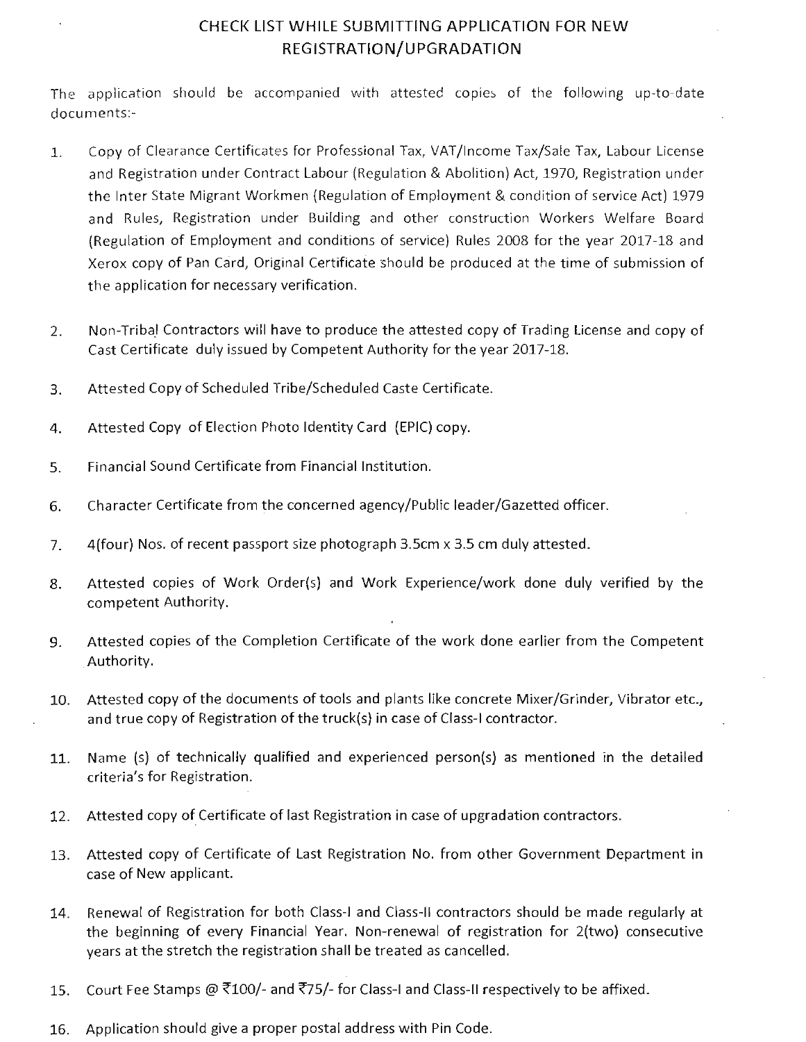# CHECK LIST WHILE SUBMITTING APPLICATION FOR NEW REGISTRATION/UPGRADATION

The application should be accompanied with attested copies of the following up-to-date documents:-

1. Copy of Clearance Certificates for Professional Tax, VAT/Income Tax/Sale Tax, Labour License and Registration under Contract Labour (Regulation & Abolition) Act, 1970, Registration under the Inter State Migrant Workmen (Regulation of Employment & condition of service Act) 1979 and Rules, Registration under Building and other construction Workers Welfare Board (Regulation of Employment and conditions of service) Rules 2008 for the year 2017-18 and Xerox copy of Pan Card, Original Certificate should be produced at the time of submission of the application for necessary verification.

2. Non-Tribal Contractors will have to produce the attested copy of Trading License and copy of Cast Certificate duly issued by Competent Authority for the year 2017-18.

3. Attested Copy of Scheduled Tribe/Scheduled Caste Certificate.

4. Attested Copy of Election Photo Identity Card (EPIC) copy.

5. Financial Sound Certificate from Financial Institution.

6. Character Certificate from the concerned agency/Public leader/Gazetted officer.

7. 4(four) Nos. of recent passport size photograph 3.5cm x 3.5 cm duly attested.

8. Attested copies of Work Order(s) and Work Experience/work done duly verified by the competent Authority.

9. Attested copies of the Completion Certificate of the work done earlier from the Competent Authority.

10. Attested copy of the documents of tools and plants like concrete Mixer/Grinder, Vibrator etc., and true copy of Registration of the truck(s) in case of Class-I contractor.

11. Name (s) of technically qualified and experienced person(s) as mentioned in the detailed criteria's for Registration.

12. Attested copy of Certificate of last Registration in case of upgradation contractors.

13. Attested copy of Certificate of Last Registration No. from other Government Department in case of New applicant.

14. Renewal of Registration for both Class-I and Class-II contractors should be made regularly at the beginning of every Financial Year. Non-renewal of registration for 2(two) consecutive years at the stretch the registration shall be treated as cancelled.

15. Court Fee Stamps @ ₹100/- and ₹75/- for Class-I and Class-II respectively to be affixed.

16. Application should give a proper postal address with Pin Code.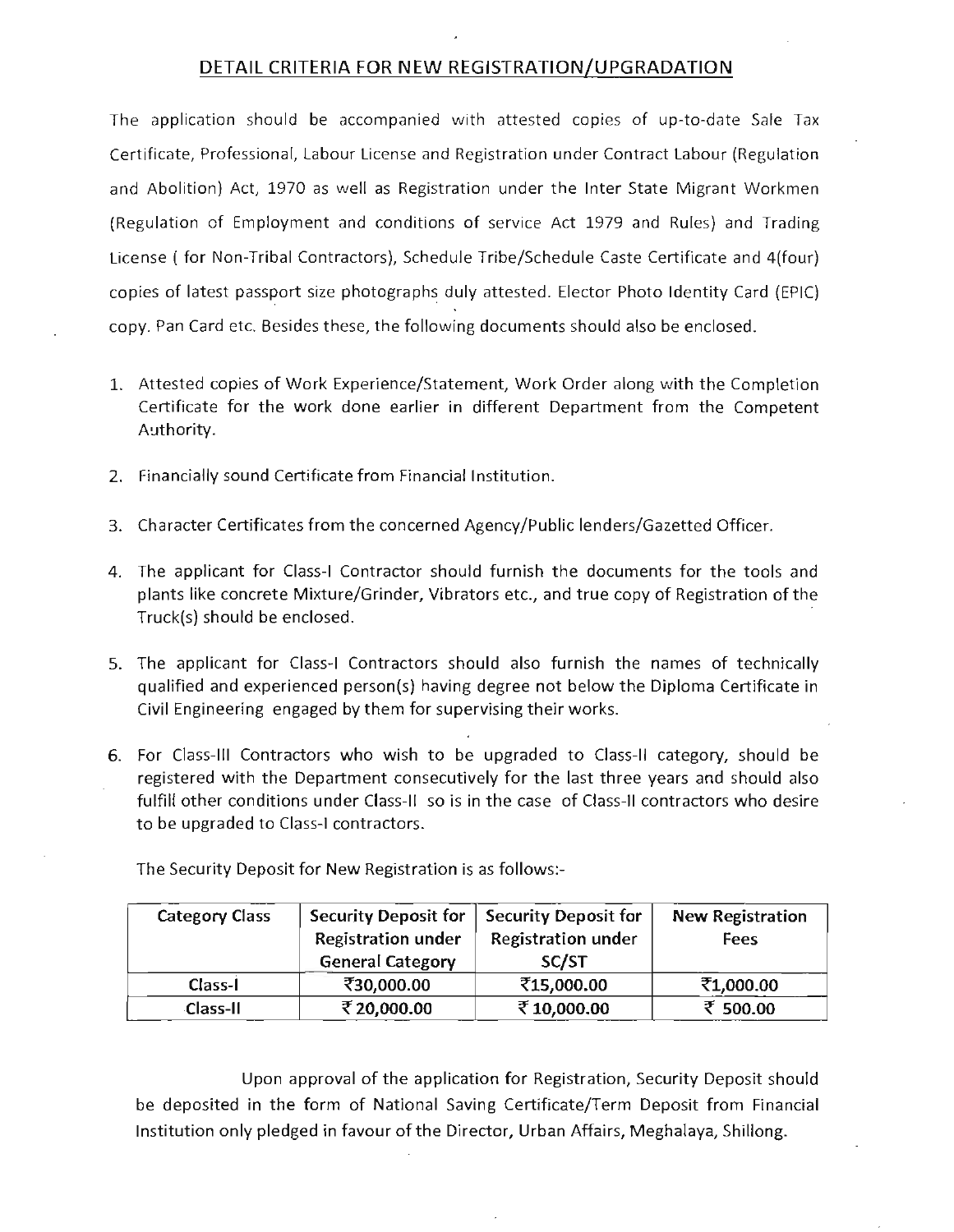## DETAIL CRITERIA FOR NEW REGISTRATION/UPGRADATION

The application should be accompanied with attested copies of up-to-date Sale Tax Certificate, Professional, Labour License and Registration under Contract Labour (Regulation and Abolition) Act, 1970 as well as Registration under the Inter State Migrant Workmen (Regulation of Employment and conditions of service Act 1979 and Rules) and Trading License ( for Non-Tribal Contractors), Schedule Tribe/Schedule Caste Certificate and 4(four) copies of latest passport size photographs duly attested. Elector Photo Identity Card (EPIC) copy. Pan Card etc. Besides these, the following documents should also be enclosed.

1. Attested copies of Work Experience/Statement, Work Order along with the Completion Certificate for the work done earlier in different Department from the Competent Authority.
2. Financially sound Certificate from Financial Institution.
3. Character Certificates from the concerned Agency/Public lenders/Gazetted Officer.
4. The applicant for Class-I Contractor should furnish the documents for the tools and plants like concrete Mixture/Grinder, Vibrators etc., and true copy of Registration of the Truck(s) should be enclosed.
5. The applicant for Class-I Contractors should also furnish the names of technically qualified and experienced person(s) having degree not below the Diploma Certificate in Civil Engineering engaged by them for supervising their works.
6. For Class-III Contractors who wish to be upgraded to Class-II category, should be registered with the Department consecutively for the last three years and should also fulfill other conditions under Class-II so is in the case of Class-II contractors who desire to be upgraded to Class-I contractors.

The Security Deposit for New Registration is as follows:-

| Category Class | Security Deposit for Registration under General Category | Security Deposit for Registration under SC/ST | New Registration Fees |
|---|---|---|---|
| Class-I | ₹30,000.00 | ₹15,000.00 | ₹1,000.00 |
| Class-II | ₹ 20,000.00 | ₹ 10,000.00 | ₹ 500.00 |

Upon approval of the application for Registration, Security Deposit should be deposited in the form of National Saving Certificate/Term Deposit from Financial Institution only pledged in favour of the Director, Urban Affairs, Meghalaya, Shillong.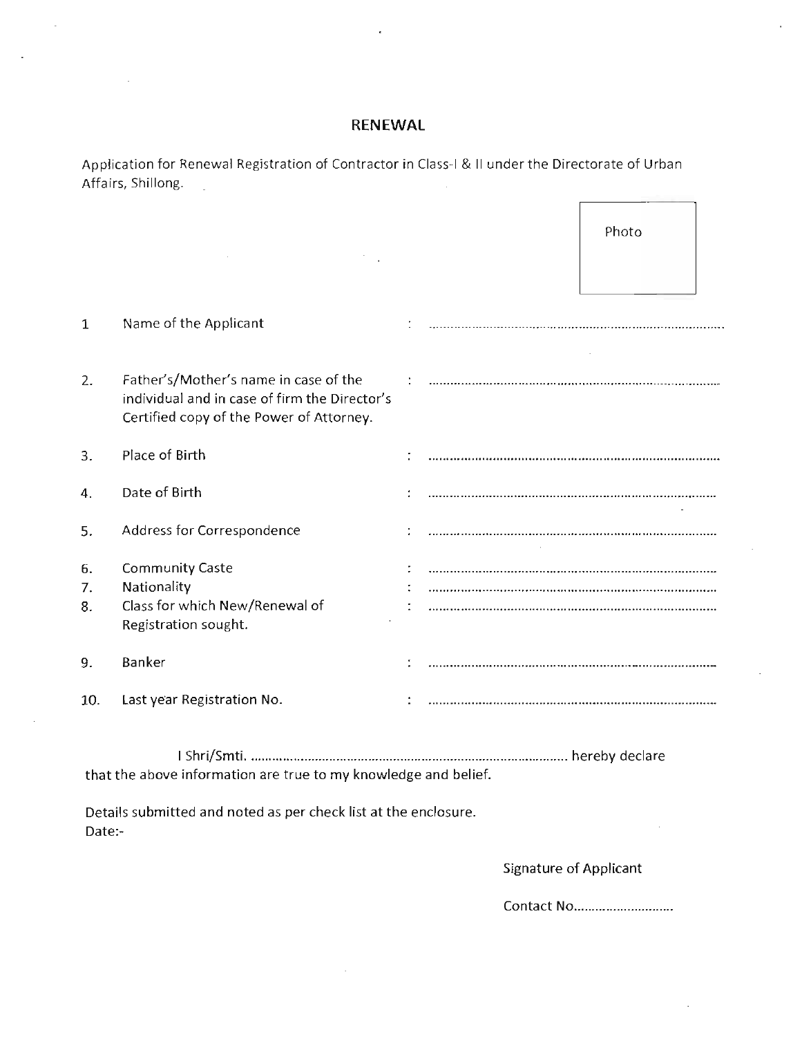# RENEWAL

Application for Renewal Registration of Contractor in Class-I & II under the Directorate of Urban Affairs, Shillong.

Photo

| | | | |
|---|---|---|---|
| 1 | Name of the Applicant | : | ................................................................................ |
| 2. | Father's/Mother's name in case of the individual and in case of firm the Director's Certified copy of the Power of Attorney. | : | ................................................................................ |
| 3. | Place of Birth | : | ................................................................................ |
| 4. | Date of Birth | : | ................................................................................ |
| 5. | Address for Correspondence | : | ................................................................................ |
| 6. | Community Caste | : | ................................................................................ |
| 7. | Nationality | : | ................................................................................ |
| 8. | Class for which New/Renewal of Registration sought. | : | ................................................................................ |
| 9. | Banker | : | ................................................................................ |
| 10. | Last year Registration No. | : | ................................................................................ |

I Shri/Smti. ........................................................................................ hereby declare that the above information are true to my knowledge and belief.

Details submitted and noted as per check list at the enclosure.

Date:-

Signature of Applicant

Contact No............................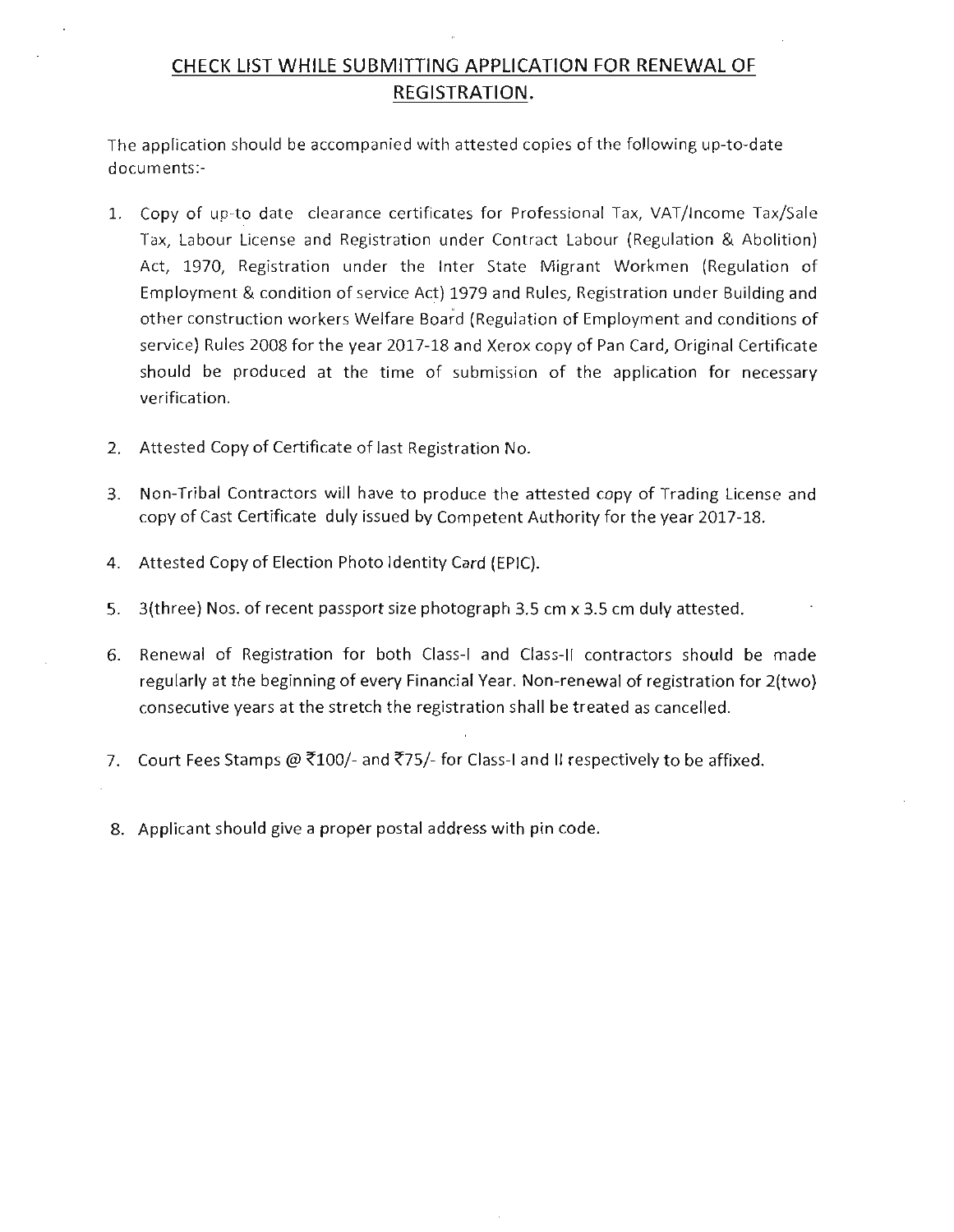## CHECK LIST WHILE SUBMITTING APPLICATION FOR RENEWAL OF REGISTRATION.

The application should be accompanied with attested copies of the following up-to-date documents:-

1. Copy of up-to date clearance certificates for Professional Tax, VAT/Income Tax/Sale Tax, Labour License and Registration under Contract Labour (Regulation & Abolition) Act, 1970, Registration under the Inter State Migrant Workmen (Regulation of Employment & condition of service Act) 1979 and Rules, Registration under Building and other construction workers Welfare Board (Regulation of Employment and conditions of service) Rules 2008 for the year 2017-18 and Xerox copy of Pan Card, Original Certificate should be produced at the time of submission of the application for necessary verification.

2. Attested Copy of Certificate of last Registration No.

3. Non-Tribal Contractors will have to produce the attested copy of Trading License and copy of Cast Certificate duly issued by Competent Authority for the year 2017-18.

4. Attested Copy of Election Photo Identity Card (EPIC).

5. 3(three) Nos. of recent passport size photograph 3.5 cm x 3.5 cm duly attested.

6. Renewal of Registration for both Class-I and Class-II contractors should be made regularly at the beginning of every Financial Year. Non-renewal of registration for 2(two) consecutive years at the stretch the registration shall be treated as cancelled.

7. Court Fees Stamps @ ₹100/- and ₹75/- for Class-I and II respectively to be affixed.

8. Applicant should give a proper postal address with pin code.